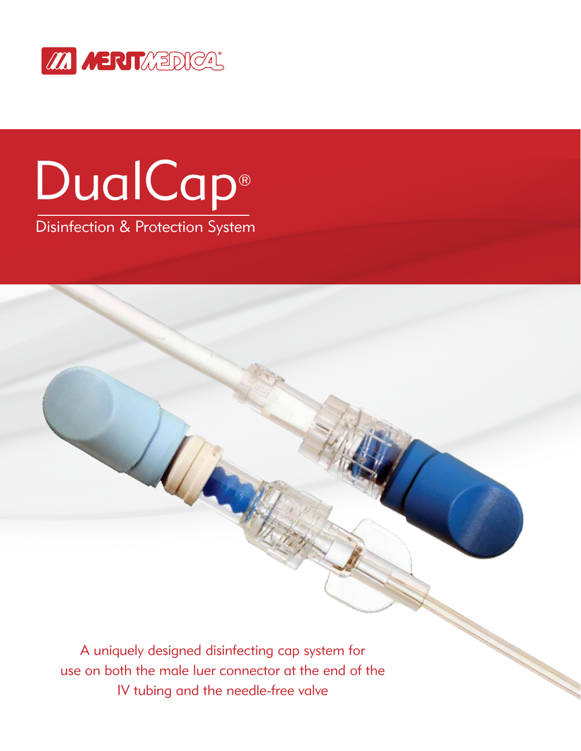MERIT MEDICAL®

# DualCap®

## Disinfection & Protection System

A uniquely designed disinfecting cap system for use on both the male luer connector at the end of the IV tubing and the needle-free valve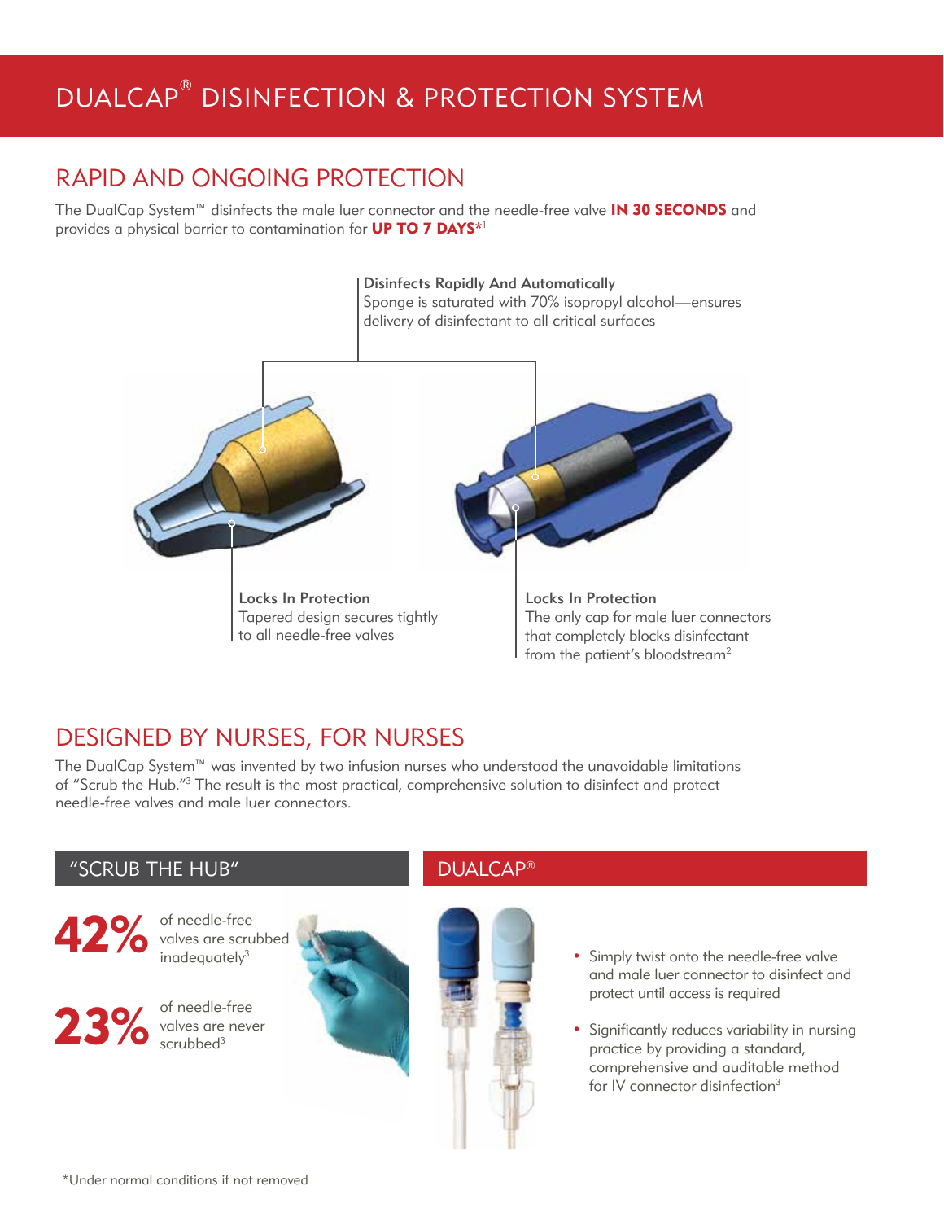# DUALCAP® DISINFECTION & PROTECTION SYSTEM

## RAPID AND ONGOING PROTECTION

The DualCap System™ disinfects the male luer connector and the needle-free valve **IN 30 SECONDS** and provides a physical barrier to contamination for **UP TO 7 DAYS***[1]

**Disinfects Rapidly And Automatically**
Sponge is saturated with 70% isopropyl alcohol—ensures delivery of disinfectant to all critical surfaces

**Locks In Protection**
Tapered design secures tightly to all needle-free valves

**Locks In Protection**
The only cap for male luer connectors that completely blocks disinfectant from the patient's bloodstream[2]

## DESIGNED BY NURSES, FOR NURSES

The DualCap System™ was invented by two infusion nurses who understood the unavoidable limitations of "Scrub the Hub."[3] The result is the most practical, comprehensive solution to disinfect and protect needle-free valves and male luer connectors.

### "SCRUB THE HUB"

**42%** of needle-free valves are scrubbed inadequately[3]

**23%** of needle-free valves are never scrubbed[3]

### DUALCAP®

- Simply twist onto the needle-free valve and male luer connector to disinfect and protect until access is required
- Significantly reduces variability in nursing practice by providing a standard, comprehensive and auditable method for IV connector disinfection[3]

*Under normal conditions if not removed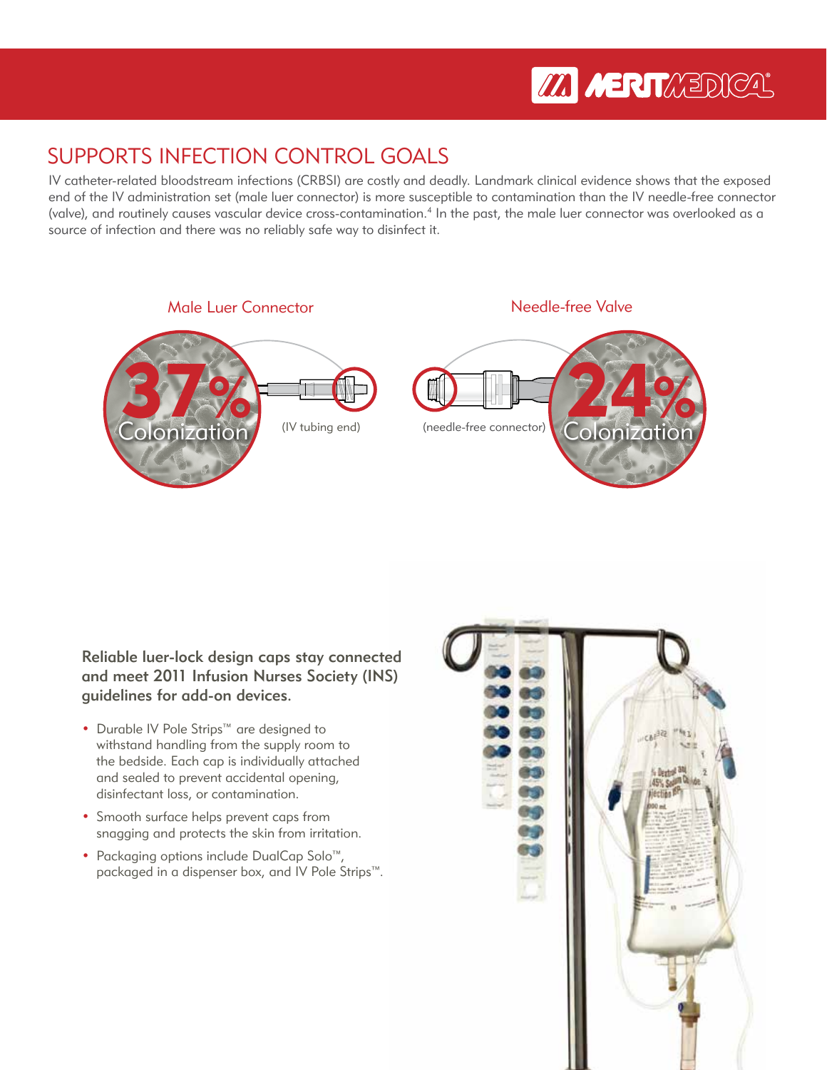## SUPPORTS INFECTION CONTROL GOALS

IV catheter-related bloodstream infections (CRBSI) are costly and deadly. Landmark clinical evidence shows that the exposed end of the IV administration set (male luer connector) is more susceptible to contamination than the IV needle-free connector (valve), and routinely causes vascular device cross-contamination.[4] In the past, the male luer connector was overlooked as a source of infection and there was no reliably safe way to disinfect it.

Male Luer Connector

37% Colonization

(IV tubing end)

Needle-free Valve

24% Colonization

(needle-free connector)

**Reliable luer-lock design caps stay connected and meet 2011 Infusion Nurses Society (INS) guidelines for add-on devices.**

- Durable IV Pole Strips™ are designed to withstand handling from the supply room to the bedside. Each cap is individually attached and sealed to prevent accidental opening, disinfectant loss, or contamination.
- Smooth surface helps prevent caps from snagging and protects the skin from irritation.
- Packaging options include DualCap Solo™, packaged in a dispenser box, and IV Pole Strips™.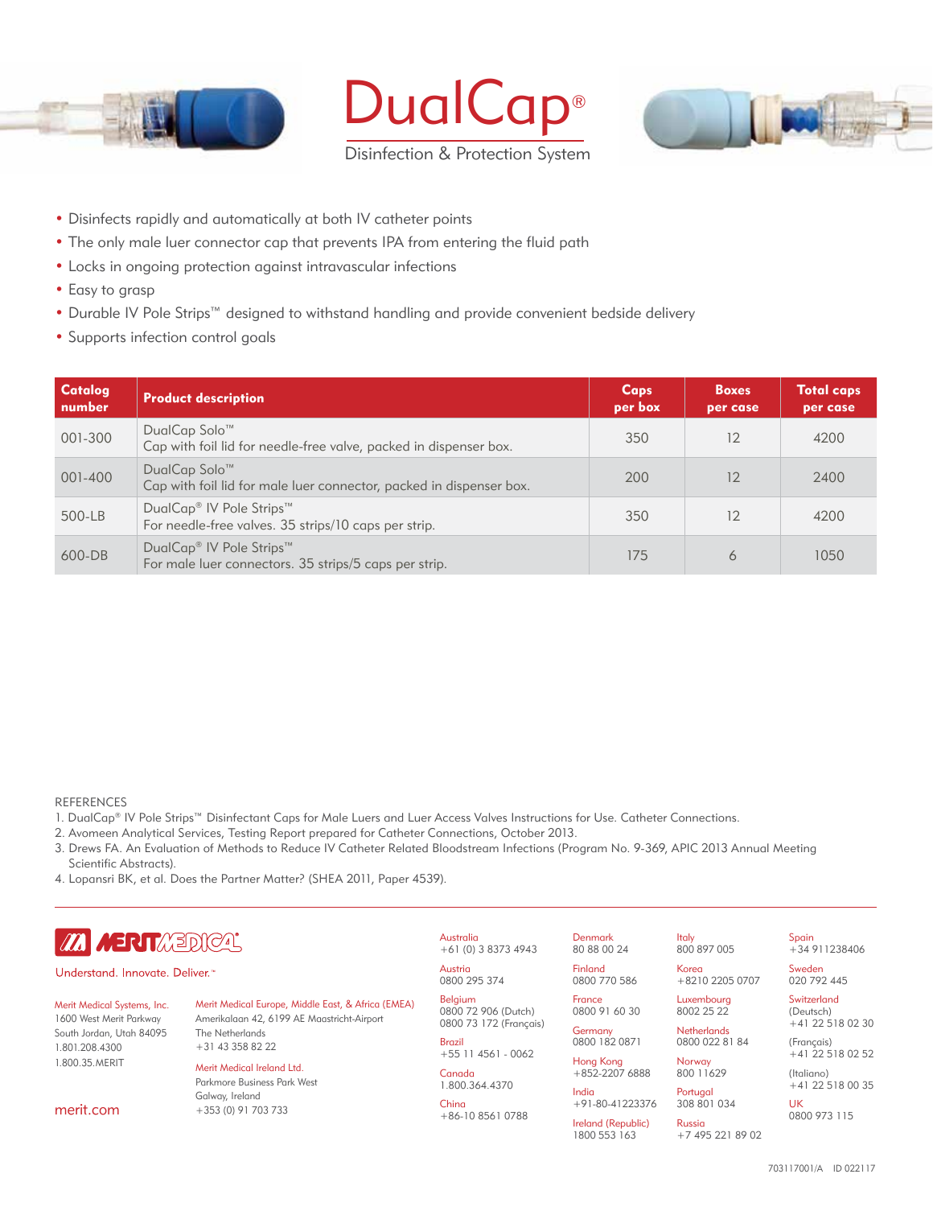# DualCap®

Disinfection & Protection System

- Disinfects rapidly and automatically at both IV catheter points
- The only male luer connector cap that prevents IPA from entering the fluid path
- Locks in ongoing protection against intravascular infections
- Easy to grasp
- Durable IV Pole Strips™ designed to withstand handling and provide convenient bedside delivery
- Supports infection control goals

| Catalog number | Product description | Caps per box | Boxes per case | Total caps per case |
|---|---|---|---|---|
| 001-300 | DualCap Solo™<br>Cap with foil lid for needle-free valve, packed in dispenser box. | 350 | 12 | 4200 |
| 001-400 | DualCap Solo™<br>Cap with foil lid for male luer connector, packed in dispenser box. | 200 | 12 | 2400 |
| 500-LB | DualCap® IV Pole Strips™<br>For needle-free valves. 35 strips/10 caps per strip. | 350 | 12 | 4200 |
| 600-DB | DualCap® IV Pole Strips™<br>For male luer connectors. 35 strips/5 caps per strip. | 175 | 6 | 1050 |

REFERENCES

1. DualCap® IV Pole Strips™ Disinfectant Caps for Male Luers and Luer Access Valves Instructions for Use. Catheter Connections.
2. Avomeen Analytical Services, Testing Report prepared for Catheter Connections, October 2013.
3. Drews FA. An Evaluation of Methods to Reduce IV Catheter Related Bloodstream Infections (Program No. 9-369, APIC 2013 Annual Meeting Scientific Abstracts).
4. Lopansri BK, et al. Does the Partner Matter? (SHEA 2011, Paper 4539).

MERIT MEDICAL

Understand. Innovate. Deliver.™

Merit Medical Systems, Inc.
1600 West Merit Parkway
South Jordan, Utah 84095
1.801.208.4300
1.800.35.MERIT

Merit Medical Europe, Middle East, & Africa (EMEA)
Amerikalaan 42, 6199 AE Maastricht-Airport
The Netherlands
+31 43 358 82 22

Merit Medical Ireland Ltd.
Parkmore Business Park West
Galway, Ireland
+353 (0) 91 703 733

merit.com

Australia
+61 (0) 3 8373 4943

Austria
0800 295 374

Belgium
0800 72 906 (Dutch)
0800 73 172 (Français)

Brazil
+55 11 4561 - 0062

Canada
1.800.364.4370

China
+86-10 8561 0788

Denmark
80 88 00 24

Finland
0800 770 586

France
0800 91 60 30

Germany
0800 182 0871

Hong Kong
+852-2207 6888

India
+91-80-41223376

Ireland (Republic)
1800 553 163

Italy
800 897 005

Korea
+8210 2205 0707

Luxembourg
8002 25 22

Netherlands
0800 022 81 84

Norway
800 11629

Portugal
308 801 034

Russia
+7 495 221 89 02

Spain
+34 911238406

Sweden
020 792 445

Switzerland
(Deutsch)
+41 22 518 02 30

(Français)
+41 22 518 02 52

(Italiano)
+41 22 518 00 35

UK
0800 973 115

703117001/A ID 022117